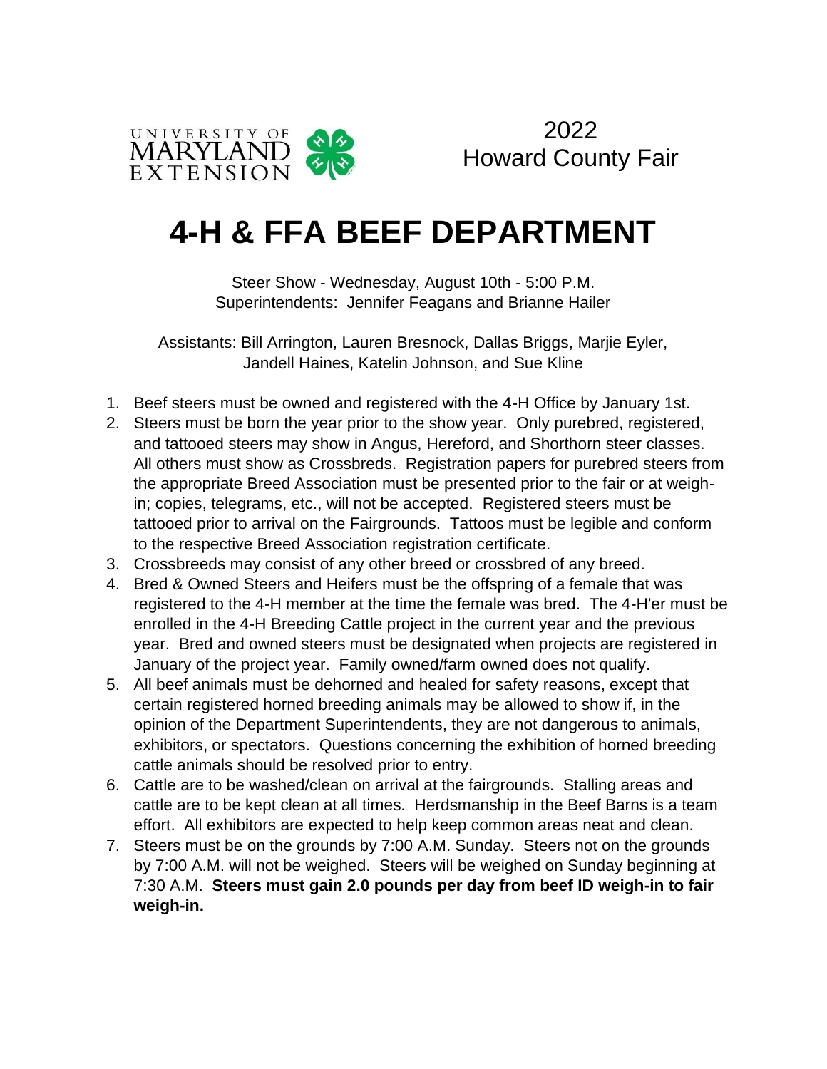UNIVERSITY OF MARYLAND EXTENSION

2022
Howard County Fair

# 4-H & FFA BEEF DEPARTMENT

Steer Show - Wednesday, August 10th - 5:00 P.M.
Superintendents: Jennifer Feagans and Brianne Hailer

Assistants: Bill Arrington, Lauren Bresnock, Dallas Briggs, Marjie Eyler, Jandell Haines, Katelin Johnson, and Sue Kline

1. Beef steers must be owned and registered with the 4-H Office by January 1st.
2. Steers must be born the year prior to the show year. Only purebred, registered, and tattooed steers may show in Angus, Hereford, and Shorthorn steer classes. All others must show as Crossbreds. Registration papers for purebred steers from the appropriate Breed Association must be presented prior to the fair or at weigh-in; copies, telegrams, etc., will not be accepted. Registered steers must be tattooed prior to arrival on the Fairgrounds. Tattoos must be legible and conform to the respective Breed Association registration certificate.
3. Crossbreeds may consist of any other breed or crossbred of any breed.
4. Bred & Owned Steers and Heifers must be the offspring of a female that was registered to the 4-H member at the time the female was bred. The 4-H'er must be enrolled in the 4-H Breeding Cattle project in the current year and the previous year. Bred and owned steers must be designated when projects are registered in January of the project year. Family owned/farm owned does not qualify.
5. All beef animals must be dehorned and healed for safety reasons, except that certain registered horned breeding animals may be allowed to show if, in the opinion of the Department Superintendents, they are not dangerous to animals, exhibitors, or spectators. Questions concerning the exhibition of horned breeding cattle animals should be resolved prior to entry.
6. Cattle are to be washed/clean on arrival at the fairgrounds. Stalling areas and cattle are to be kept clean at all times. Herdsmanship in the Beef Barns is a team effort. All exhibitors are expected to help keep common areas neat and clean.
7. Steers must be on the grounds by 7:00 A.M. Sunday. Steers not on the grounds by 7:00 A.M. will not be weighed. Steers will be weighed on Sunday beginning at 7:30 A.M. **Steers must gain 2.0 pounds per day from beef ID weigh-in to fair weigh-in.**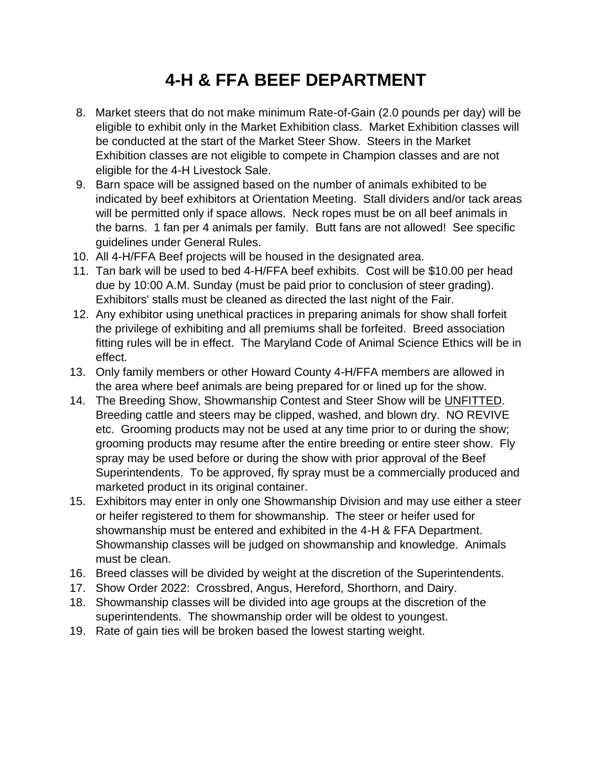# 4-H & FFA BEEF DEPARTMENT

8. Market steers that do not make minimum Rate-of-Gain (2.0 pounds per day) will be eligible to exhibit only in the Market Exhibition class. Market Exhibition classes will be conducted at the start of the Market Steer Show. Steers in the Market Exhibition classes are not eligible to compete in Champion classes and are not eligible for the 4-H Livestock Sale.
9. Barn space will be assigned based on the number of animals exhibited to be indicated by beef exhibitors at Orientation Meeting. Stall dividers and/or tack areas will be permitted only if space allows. Neck ropes must be on all beef animals in the barns. 1 fan per 4 animals per family. Butt fans are not allowed! See specific guidelines under General Rules.
10. All 4-H/FFA Beef projects will be housed in the designated area.
11. Tan bark will be used to bed 4-H/FFA beef exhibits. Cost will be $10.00 per head due by 10:00 A.M. Sunday (must be paid prior to conclusion of steer grading). Exhibitors' stalls must be cleaned as directed the last night of the Fair.
12. Any exhibitor using unethical practices in preparing animals for show shall forfeit the privilege of exhibiting and all premiums shall be forfeited. Breed association fitting rules will be in effect. The Maryland Code of Animal Science Ethics will be in effect.
13. Only family members or other Howard County 4-H/FFA members are allowed in the area where beef animals are being prepared for or lined up for the show.
14. The Breeding Show, Showmanship Contest and Steer Show will be <u>UNFITTED</u>. Breeding cattle and steers may be clipped, washed, and blown dry. NO REVIVE etc. Grooming products may not be used at any time prior to or during the show; grooming products may resume after the entire breeding or entire steer show. Fly spray may be used before or during the show with prior approval of the Beef Superintendents. To be approved, fly spray must be a commercially produced and marketed product in its original container.
15. Exhibitors may enter in only one Showmanship Division and may use either a steer or heifer registered to them for showmanship. The steer or heifer used for showmanship must be entered and exhibited in the 4-H & FFA Department. Showmanship classes will be judged on showmanship and knowledge. Animals must be clean.
16. Breed classes will be divided by weight at the discretion of the Superintendents.
17. Show Order 2022: Crossbred, Angus, Hereford, Shorthorn, and Dairy.
18. Showmanship classes will be divided into age groups at the discretion of the superintendents. The showmanship order will be oldest to youngest.
19. Rate of gain ties will be broken based the lowest starting weight.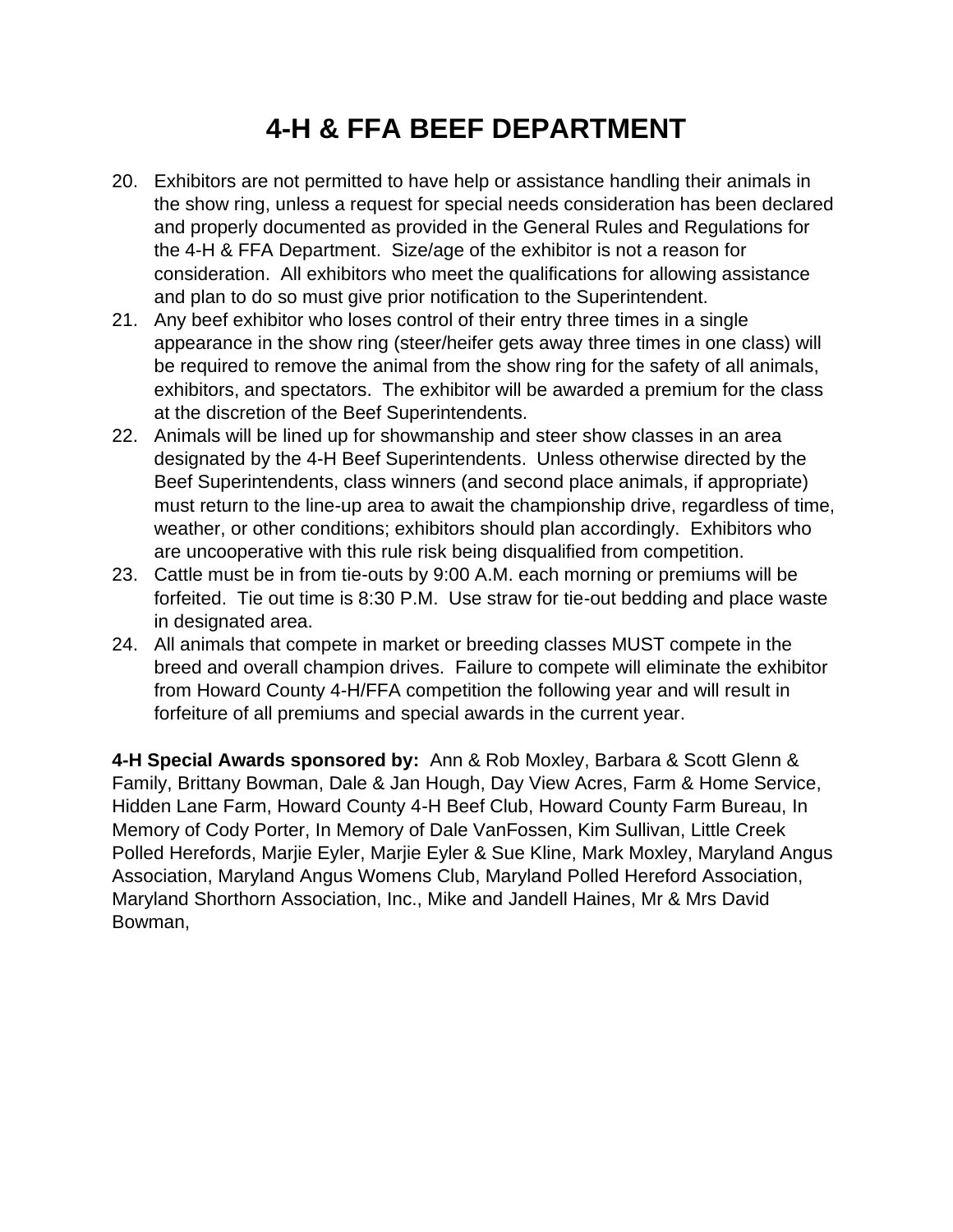# 4-H & FFA BEEF DEPARTMENT

20. Exhibitors are not permitted to have help or assistance handling their animals in the show ring, unless a request for special needs consideration has been declared and properly documented as provided in the General Rules and Regulations for the 4-H & FFA Department. Size/age of the exhibitor is not a reason for consideration. All exhibitors who meet the qualifications for allowing assistance and plan to do so must give prior notification to the Superintendent.
21. Any beef exhibitor who loses control of their entry three times in a single appearance in the show ring (steer/heifer gets away three times in one class) will be required to remove the animal from the show ring for the safety of all animals, exhibitors, and spectators. The exhibitor will be awarded a premium for the class at the discretion of the Beef Superintendents.
22. Animals will be lined up for showmanship and steer show classes in an area designated by the 4-H Beef Superintendents. Unless otherwise directed by the Beef Superintendents, class winners (and second place animals, if appropriate) must return to the line-up area to await the championship drive, regardless of time, weather, or other conditions; exhibitors should plan accordingly. Exhibitors who are uncooperative with this rule risk being disqualified from competition.
23. Cattle must be in from tie-outs by 9:00 A.M. each morning or premiums will be forfeited. Tie out time is 8:30 P.M. Use straw for tie-out bedding and place waste in designated area.
24. All animals that compete in market or breeding classes MUST compete in the breed and overall champion drives. Failure to compete will eliminate the exhibitor from Howard County 4-H/FFA competition the following year and will result in forfeiture of all premiums and special awards in the current year.

**4-H Special Awards sponsored by:** Ann & Rob Moxley, Barbara & Scott Glenn & Family, Brittany Bowman, Dale & Jan Hough, Day View Acres, Farm & Home Service, Hidden Lane Farm, Howard County 4-H Beef Club, Howard County Farm Bureau, In Memory of Cody Porter, In Memory of Dale VanFossen, Kim Sullivan, Little Creek Polled Herefords, Marjie Eyler, Marjie Eyler & Sue Kline, Mark Moxley, Maryland Angus Association, Maryland Angus Womens Club, Maryland Polled Hereford Association, Maryland Shorthorn Association, Inc., Mike and Jandell Haines, Mr & Mrs David Bowman,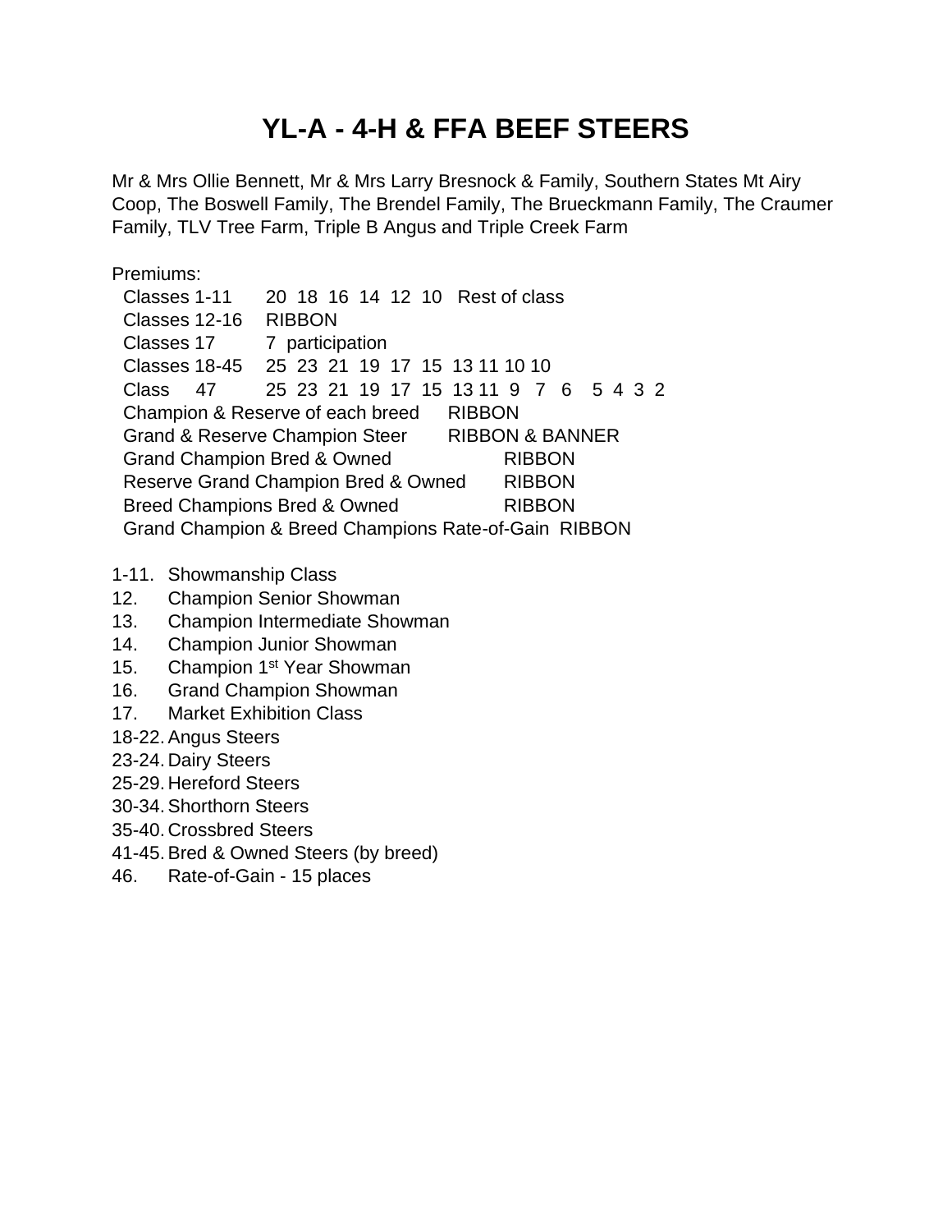# YL-A - 4-H & FFA BEEF STEERS

Mr & Mrs Ollie Bennett, Mr & Mrs Larry Bresnock & Family, Southern States Mt Airy Coop, The Boswell Family, The Brendel Family, The Brueckmann Family, The Craumer Family, TLV Tree Farm, Triple B Angus and Triple Creek Farm

Premiums:

| | |
|---|---|
| Classes 1-11 | 20 18 16 14 12 10 Rest of class |
| Classes 12-16 | RIBBON |
| Classes 17 | 7 participation |
| Classes 18-45 | 25 23 21 19 17 15 13 11 10 10 |
| Class 47 | 25 23 21 19 17 15 13 11 9 7 6 5 4 3 2 |
| Champion & Reserve of each breed | RIBBON |
| Grand & Reserve Champion Steer | RIBBON & BANNER |
| Grand Champion Bred & Owned | RIBBON |
| Reserve Grand Champion Bred & Owned | RIBBON |
| Breed Champions Bred & Owned | RIBBON |
| Grand Champion & Breed Champions Rate-of-Gain | RIBBON |

1-11. Showmanship Class
12. Champion Senior Showman
13. Champion Intermediate Showman
14. Champion Junior Showman
15. Champion 1st Year Showman
16. Grand Champion Showman
17. Market Exhibition Class
18-22. Angus Steers
23-24. Dairy Steers
25-29. Hereford Steers
30-34. Shorthorn Steers
35-40. Crossbred Steers
41-45. Bred & Owned Steers (by breed)
46. Rate-of-Gain - 15 places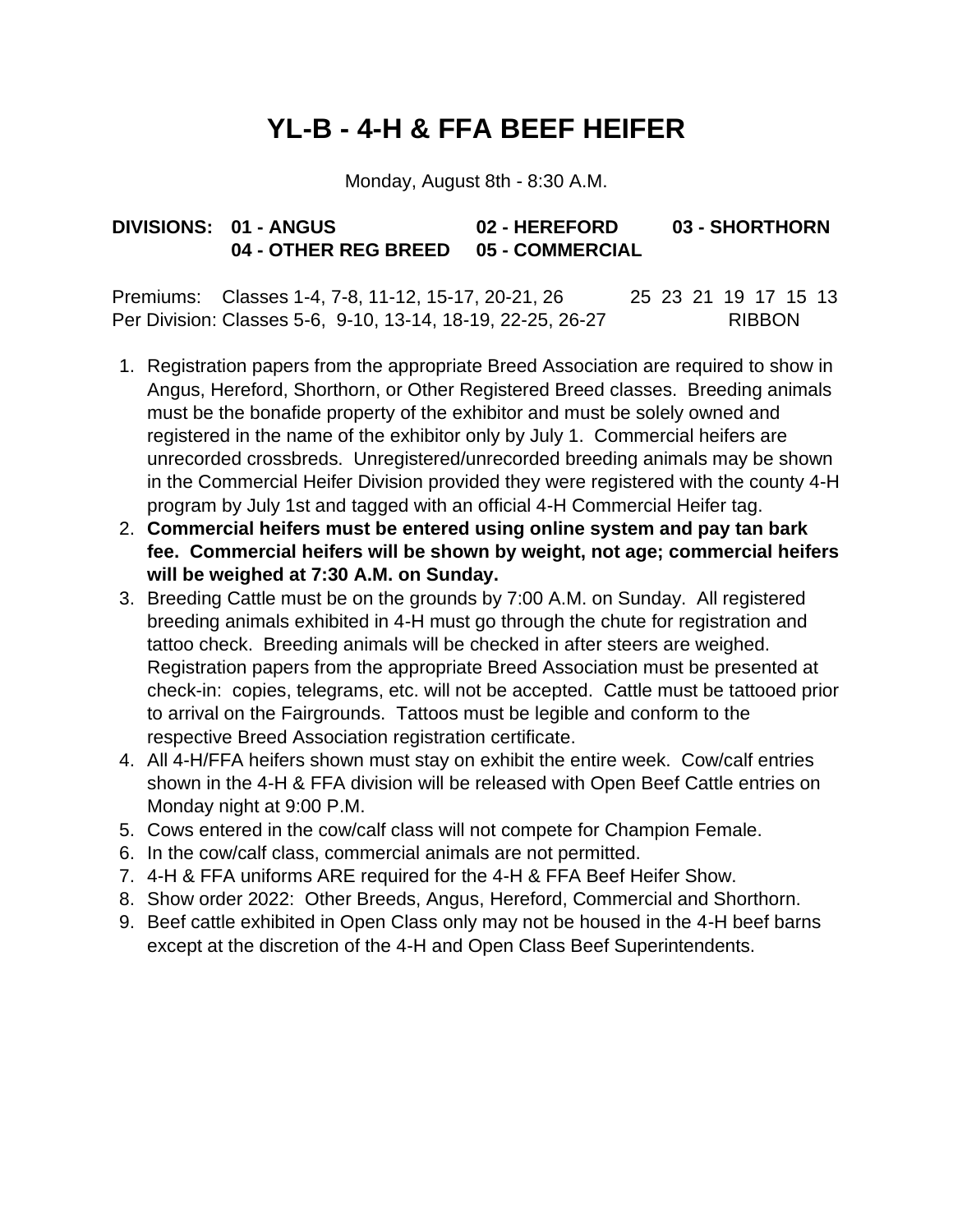# YL-B - 4-H & FFA BEEF HEIFER

Monday, August 8th - 8:30 A.M.

**DIVISIONS: 01 - ANGUS 02 - HEREFORD 03 - SHORTHORN**
**04 - OTHER REG BREED 05 - COMMERCIAL**

| Premiums: | Classes 1-4, 7-8, 11-12, 15-17, 20-21, 26 | 25 23 21 19 17 15 13 |
|---|---|---|
| Per Division: | Classes 5-6, 9-10, 13-14, 18-19, 22-25, 26-27 | RIBBON |

1. Registration papers from the appropriate Breed Association are required to show in Angus, Hereford, Shorthorn, or Other Registered Breed classes. Breeding animals must be the bonafide property of the exhibitor and must be solely owned and registered in the name of the exhibitor only by July 1. Commercial heifers are unrecorded crossbreds. Unregistered/unrecorded breeding animals may be shown in the Commercial Heifer Division provided they were registered with the county 4-H program by July 1st and tagged with an official 4-H Commercial Heifer tag.
2. **Commercial heifers must be entered using online system and pay tan bark fee. Commercial heifers will be shown by weight, not age; commercial heifers will be weighed at 7:30 A.M. on Sunday.**
3. Breeding Cattle must be on the grounds by 7:00 A.M. on Sunday. All registered breeding animals exhibited in 4-H must go through the chute for registration and tattoo check. Breeding animals will be checked in after steers are weighed. Registration papers from the appropriate Breed Association must be presented at check-in: copies, telegrams, etc. will not be accepted. Cattle must be tattooed prior to arrival on the Fairgrounds. Tattoos must be legible and conform to the respective Breed Association registration certificate.
4. All 4-H/FFA heifers shown must stay on exhibit the entire week. Cow/calf entries shown in the 4-H & FFA division will be released with Open Beef Cattle entries on Monday night at 9:00 P.M.
5. Cows entered in the cow/calf class will not compete for Champion Female.
6. In the cow/calf class, commercial animals are not permitted.
7. 4-H & FFA uniforms ARE required for the 4-H & FFA Beef Heifer Show.
8. Show order 2022: Other Breeds, Angus, Hereford, Commercial and Shorthorn.
9. Beef cattle exhibited in Open Class only may not be housed in the 4-H beef barns except at the discretion of the 4-H and Open Class Beef Superintendents.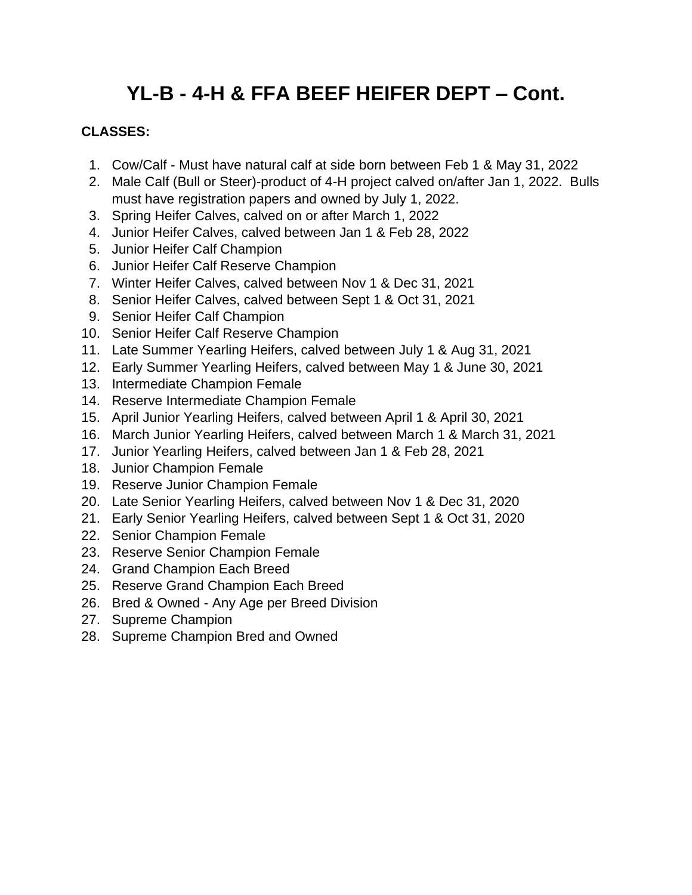# YL-B - 4-H & FFA BEEF HEIFER DEPT – Cont.

**CLASSES:**

1. Cow/Calf - Must have natural calf at side born between Feb 1 & May 31, 2022
2. Male Calf (Bull or Steer)-product of 4-H project calved on/after Jan 1, 2022. Bulls must have registration papers and owned by July 1, 2022.
3. Spring Heifer Calves, calved on or after March 1, 2022
4. Junior Heifer Calves, calved between Jan 1 & Feb 28, 2022
5. Junior Heifer Calf Champion
6. Junior Heifer Calf Reserve Champion
7. Winter Heifer Calves, calved between Nov 1 & Dec 31, 2021
8. Senior Heifer Calves, calved between Sept 1 & Oct 31, 2021
9. Senior Heifer Calf Champion
10. Senior Heifer Calf Reserve Champion
11. Late Summer Yearling Heifers, calved between July 1 & Aug 31, 2021
12. Early Summer Yearling Heifers, calved between May 1 & June 30, 2021
13. Intermediate Champion Female
14. Reserve Intermediate Champion Female
15. April Junior Yearling Heifers, calved between April 1 & April 30, 2021
16. March Junior Yearling Heifers, calved between March 1 & March 31, 2021
17. Junior Yearling Heifers, calved between Jan 1 & Feb 28, 2021
18. Junior Champion Female
19. Reserve Junior Champion Female
20. Late Senior Yearling Heifers, calved between Nov 1 & Dec 31, 2020
21. Early Senior Yearling Heifers, calved between Sept 1 & Oct 31, 2020
22. Senior Champion Female
23. Reserve Senior Champion Female
24. Grand Champion Each Breed
25. Reserve Grand Champion Each Breed
26. Bred & Owned - Any Age per Breed Division
27. Supreme Champion
28. Supreme Champion Bred and Owned